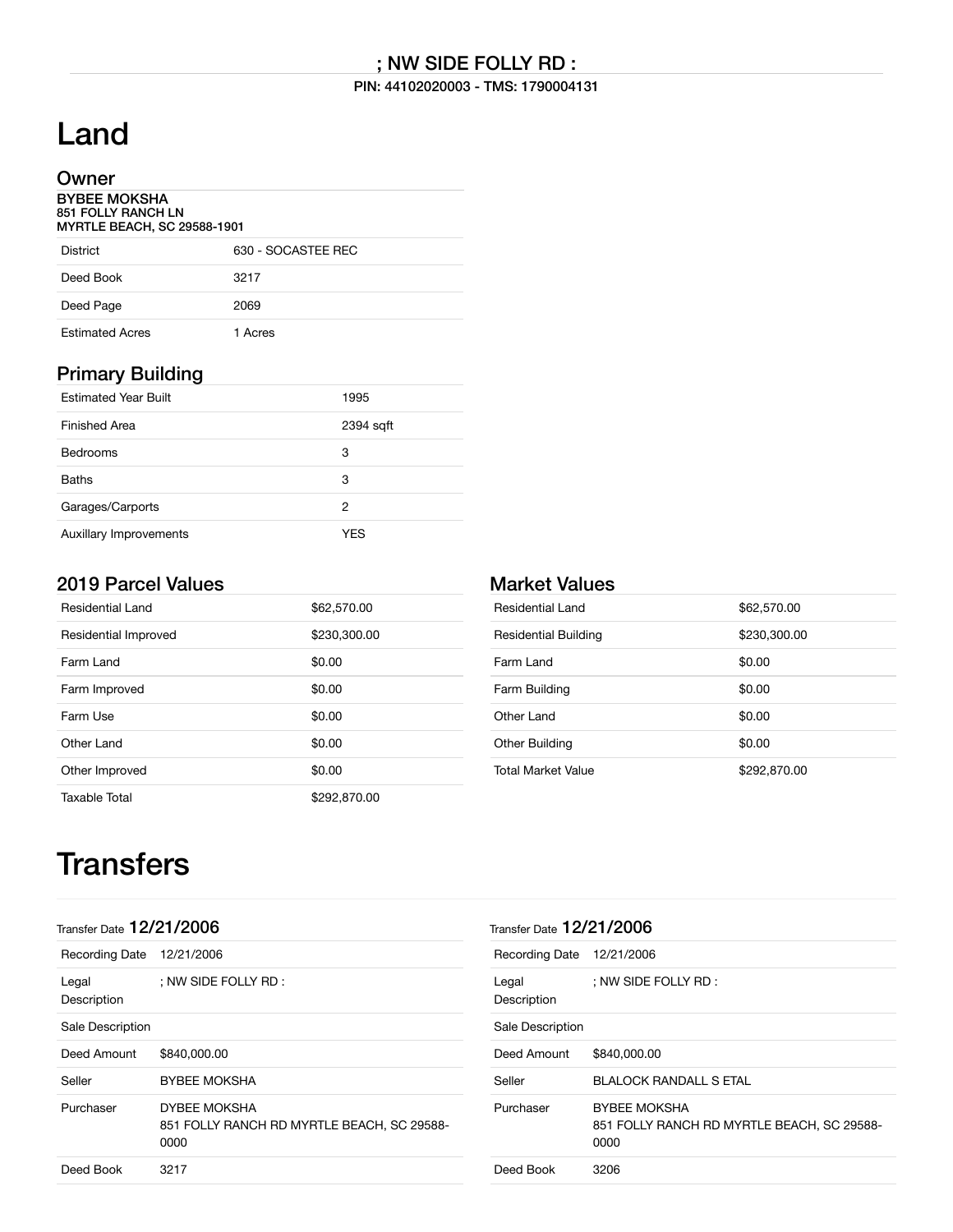## ; NW SIDE FOLLY RD :

PIN: 44102020003 - TMS: 1790004131

# Land

## Owner

**BYBEE MOKSHA**
**851 FOLLY RANCH LN**
**MYRTLE BEACH, SC 29588-1901**

| | |
|---|---|
| District | 630 - SOCASTEE REC |
| Deed Book | 3217 |
| Deed Page | 2069 |
| Estimated Acres | 1 Acres |

## Primary Building

| | |
|---|---|
| Estimated Year Built | 1995 |
| Finished Area | 2394 sqft |
| Bedrooms | 3 |
| Baths | 3 |
| Garages/Carports | 2 |
| Auxillary Improvements | YES |

## 2019 Parcel Values

| | |
|---|---|
| Residential Land | $62,570.00 |
| Residential Improved | $230,300.00 |
| Farm Land | $0.00 |
| Farm Improved | $0.00 |
| Farm Use | $0.00 |
| Other Land | $0.00 |
| Other Improved | $0.00 |
| Taxable Total | $292,870.00 |

## Market Values

| | |
|---|---|
| Residential Land | $62,570.00 |
| Residential Building | $230,300.00 |
| Farm Land | $0.00 |
| Farm Building | $0.00 |
| Other Land | $0.00 |
| Other Building | $0.00 |
| Total Market Value | $292,870.00 |

# Transfers

Transfer Date **12/21/2006**

| | |
|---|---|
| Recording Date | 12/21/2006 |
| Legal Description | ; NW SIDE FOLLY RD : |
| Sale Description | |
| Deed Amount | $840,000.00 |
| Seller | BYBEE MOKSHA |
| Purchaser | DYBEE MOKSHA 851 FOLLY RANCH RD MYRTLE BEACH, SC 29588-0000 |
| Deed Book | 3217 |

Transfer Date **12/21/2006**

| | |
|---|---|
| Recording Date | 12/21/2006 |
| Legal Description | ; NW SIDE FOLLY RD : |
| Sale Description | |
| Deed Amount | $840,000.00 |
| Seller | BLALOCK RANDALL S ETAL |
| Purchaser | BYBEE MOKSHA 851 FOLLY RANCH RD MYRTLE BEACH, SC 29588-0000 |
| Deed Book | 3206 |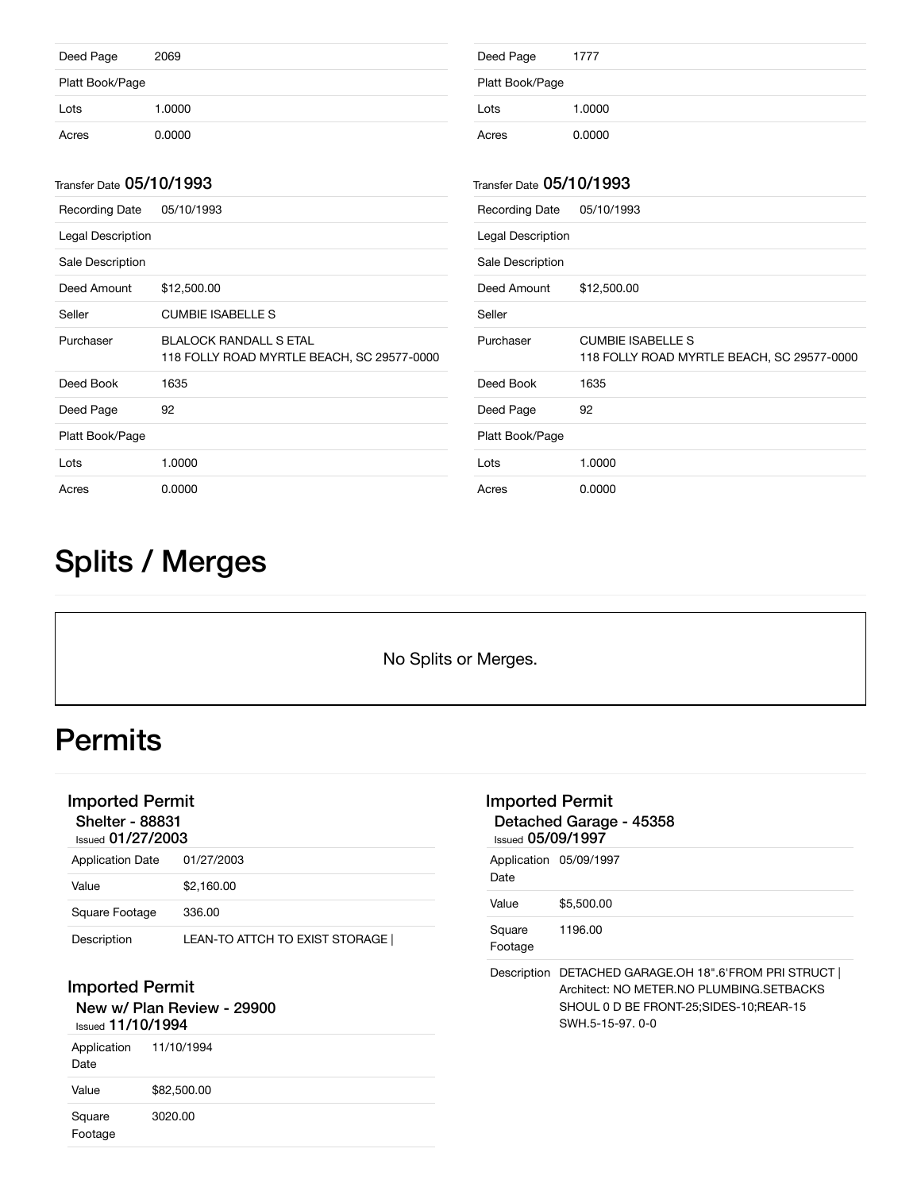| | |
|---|---|
| Deed Page | 2069 |
| Platt Book/Page | |
| Lots | 1.0000 |
| Acres | 0.0000 |

Transfer Date **05/10/1993**

| | |
|---|---|
| Recording Date | 05/10/1993 |
| Legal Description | |
| Sale Description | |
| Deed Amount | $12,500.00 |
| Seller | CUMBIE ISABELLE S |
| Purchaser | BLALOCK RANDALL S ETAL<br>118 FOLLY ROAD MYRTLE BEACH, SC 29577-0000 |
| Deed Book | 1635 |
| Deed Page | 92 |
| Platt Book/Page | |
| Lots | 1.0000 |
| Acres | 0.0000 |

| | |
|---|---|
| Deed Page | 1777 |
| Platt Book/Page | |
| Lots | 1.0000 |
| Acres | 0.0000 |

Transfer Date **05/10/1993**

| | |
|---|---|
| Recording Date | 05/10/1993 |
| Legal Description | |
| Sale Description | |
| Deed Amount | $12,500.00 |
| Seller | |
| Purchaser | CUMBIE ISABELLE S<br>118 FOLLY ROAD MYRTLE BEACH, SC 29577-0000 |
| Deed Book | 1635 |
| Deed Page | 92 |
| Platt Book/Page | |
| Lots | 1.0000 |
| Acres | 0.0000 |

# Splits / Merges

No Splits or Merges.

# Permits

### Imported Permit

**Shelter - 88831**
Issued **01/27/2003**

| | |
|---|---|
| Application Date | 01/27/2003 |
| Value | $2,160.00 |
| Square Footage | 336.00 |
| Description | LEAN-TO ATTCH TO EXIST STORAGE \| |

### Imported Permit

**New w/ Plan Review - 29900**
Issued **11/10/1994**

| | |
|---|---|
| Application Date | 11/10/1994 |
| Value | $82,500.00 |
| Square Footage | 3020.00 |

### Imported Permit

**Detached Garage - 45358**
Issued **05/09/1997**

| | |
|---|---|
| Application Date | 05/09/1997 |
| Value | $5,500.00 |
| Square Footage | 1196.00 |
| Description | DETACHED GARAGE.OH 18".6'FROM PRI STRUCT \| Architect: NO METER.NO PLUMBING.SETBACKS SHOUL 0 D BE FRONT-25;SIDES-10;REAR-15 SWH.5-15-97. 0-0 |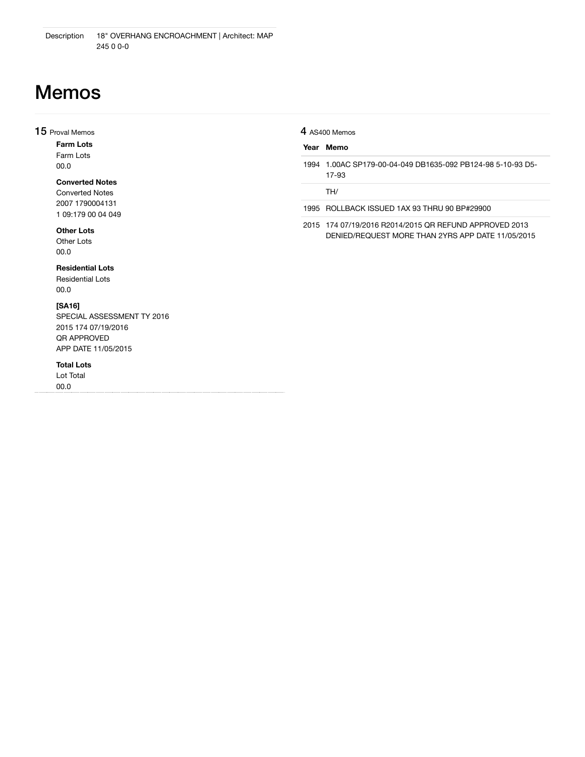| | |
|---|---|
| Description | 18" OVERHANG ENCROACHMENT \| Architect: MAP 245 0 0-0 |

# Memos

15 Proval Memos

**Farm Lots**
Farm Lots
00.0

**Converted Notes**
Converted Notes
2007 1790004131
1 09:179 00 04 049

**Other Lots**
Other Lots
00.0

**Residential Lots**
Residential Lots
00.0

**[SA16]**
SPECIAL ASSESSMENT TY 2016
2015 174 07/19/2016
QR APPROVED
APP DATE 11/05/2015

**Total Lots**
Lot Total
00.0

4 AS400 Memos

| Year | Memo |
|---|---|
| 1994 | 1.00AC SP179-00-04-049 DB1635-092 PB124-98 5-10-93 D5-17-93 |
| | TH/ |
| 1995 | ROLLBACK ISSUED 1AX 93 THRU 90 BP#29900 |
| 2015 | 174 07/19/2016 R2014/2015 QR REFUND APPROVED 2013 DENIED/REQUEST MORE THAN 2YRS APP DATE 11/05/2015 |